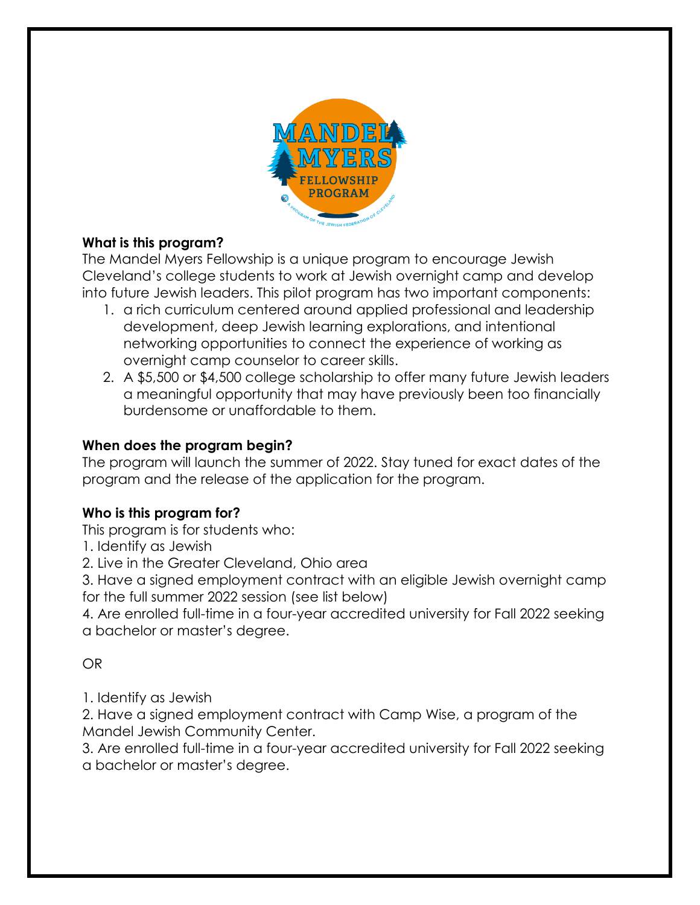**What is this program?**

The Mandel Myers Fellowship is a unique program to encourage Jewish Cleveland's college students to work at Jewish overnight camp and develop into future Jewish leaders. This pilot program has two important components:

1. a rich curriculum centered around applied professional and leadership development, deep Jewish learning explorations, and intentional networking opportunities to connect the experience of working as overnight camp counselor to career skills.
2. A $5,500 or $4,500 college scholarship to offer many future Jewish leaders a meaningful opportunity that may have previously been too financially burdensome or unaffordable to them.

**When does the program begin?**

The program will launch the summer of 2022. Stay tuned for exact dates of the program and the release of the application for the program.

**Who is this program for?**

This program is for students who:

1. Identify as Jewish
2. Live in the Greater Cleveland, Ohio area
3. Have a signed employment contract with an eligible Jewish overnight camp for the full summer 2022 session (see list below)
4. Are enrolled full-time in a four-year accredited university for Fall 2022 seeking a bachelor or master's degree.

OR

1. Identify as Jewish
2. Have a signed employment contract with Camp Wise, a program of the Mandel Jewish Community Center.
3. Are enrolled full-time in a four-year accredited university for Fall 2022 seeking a bachelor or master's degree.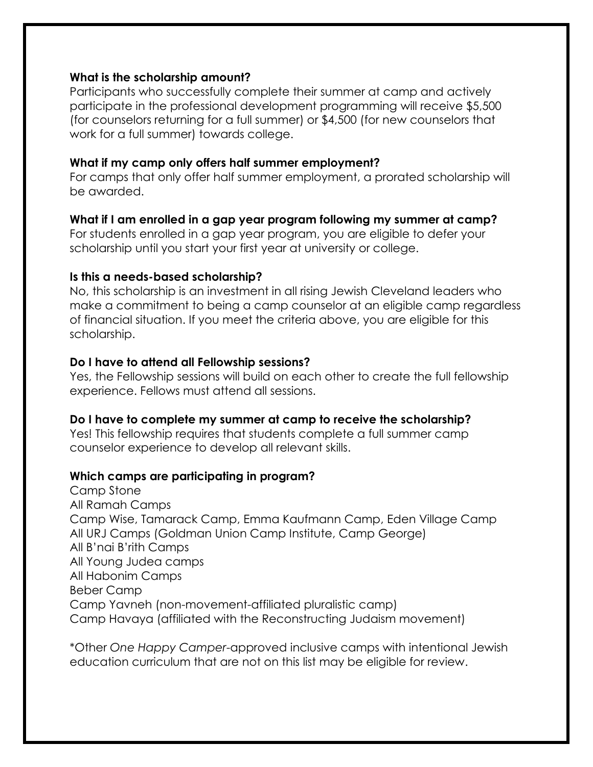**What is the scholarship amount?**

Participants who successfully complete their summer at camp and actively participate in the professional development programming will receive $5,500 (for counselors returning for a full summer) or $4,500 (for new counselors that work for a full summer) towards college.

**What if my camp only offers half summer employment?**

For camps that only offer half summer employment, a prorated scholarship will be awarded.

**What if I am enrolled in a gap year program following my summer at camp?**

For students enrolled in a gap year program, you are eligible to defer your scholarship until you start your first year at university or college.

**Is this a needs-based scholarship?**

No, this scholarship is an investment in all rising Jewish Cleveland leaders who make a commitment to being a camp counselor at an eligible camp regardless of financial situation. If you meet the criteria above, you are eligible for this scholarship.

**Do I have to attend all Fellowship sessions?**

Yes, the Fellowship sessions will build on each other to create the full fellowship experience. Fellows must attend all sessions.

**Do I have to complete my summer at camp to receive the scholarship?**

Yes! This fellowship requires that students complete a full summer camp counselor experience to develop all relevant skills.

**Which camps are participating in program?**

Camp Stone
All Ramah Camps
Camp Wise, Tamarack Camp, Emma Kaufmann Camp, Eden Village Camp
All URJ Camps (Goldman Union Camp Institute, Camp George)
All B'nai B'rith Camps
All Young Judea camps
All Habonim Camps
Beber Camp
Camp Yavneh (non-movement-affiliated pluralistic camp)
Camp Havaya (affiliated with the Reconstructing Judaism movement)

*Other *One Happy Camper*-approved inclusive camps with intentional Jewish education curriculum that are not on this list may be eligible for review.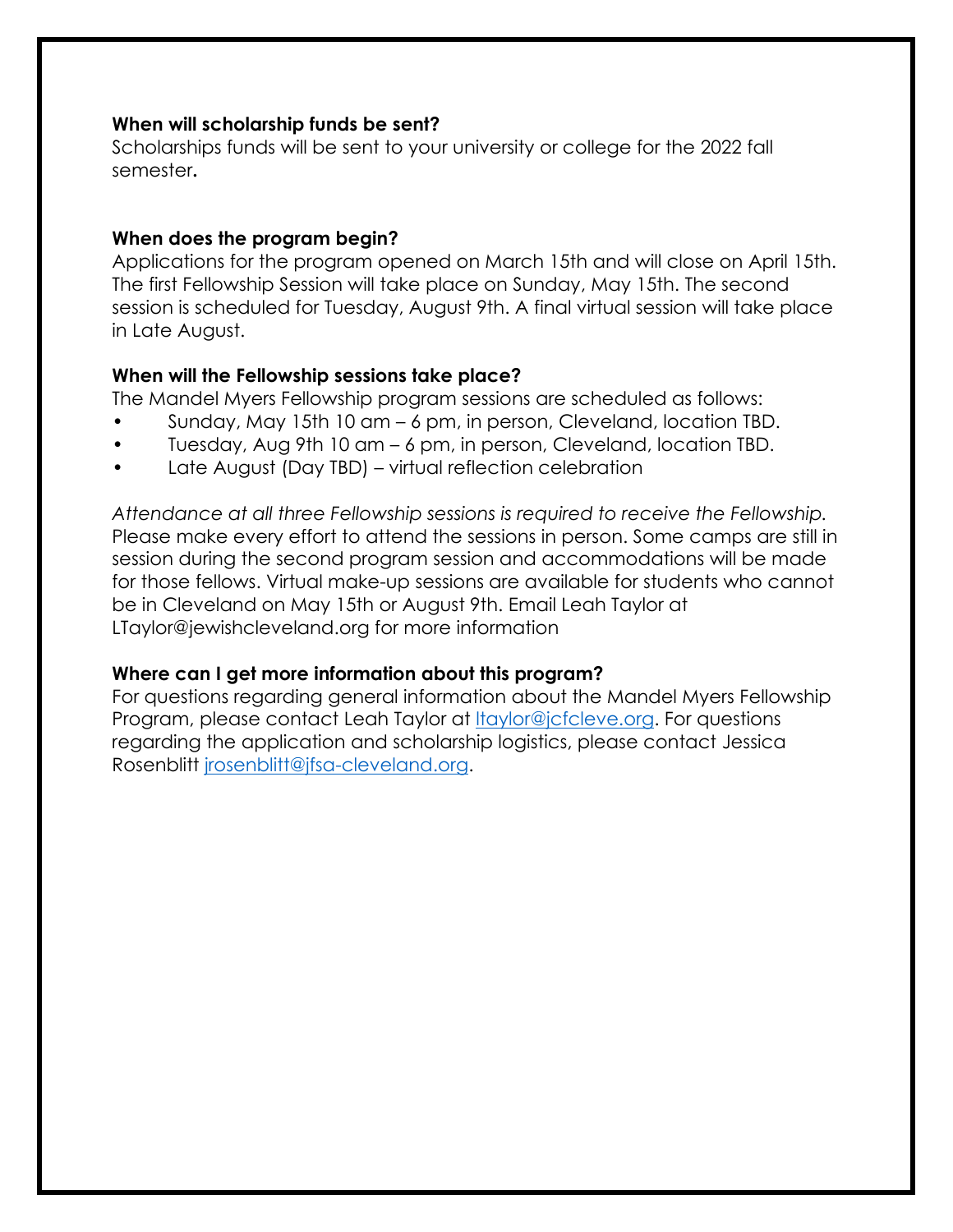**When will scholarship funds be sent?**
Scholarships funds will be sent to your university or college for the 2022 fall semester**.**

**When does the program begin?**
Applications for the program opened on March 15th and will close on April 15th. The first Fellowship Session will take place on Sunday, May 15th. The second session is scheduled for Tuesday, August 9th. A final virtual session will take place in Late August.

**When will the Fellowship sessions take place?**
The Mandel Myers Fellowship program sessions are scheduled as follows:

- Sunday, May 15th 10 am – 6 pm, in person, Cleveland, location TBD.
- Tuesday, Aug 9th 10 am – 6 pm, in person, Cleveland, location TBD.
- Late August (Day TBD) – virtual reflection celebration

*Attendance at all three Fellowship sessions is required to receive the Fellowship.* Please make every effort to attend the sessions in person. Some camps are still in session during the second program session and accommodations will be made for those fellows. Virtual make-up sessions are available for students who cannot be in Cleveland on May 15th or August 9th. Email Leah Taylor at LTaylor@jewishcleveland.org for more information

**Where can I get more information about this program?**
For questions regarding general information about the Mandel Myers Fellowship Program, please contact Leah Taylor at ltaylor@jcfcleve.org. For questions regarding the application and scholarship logistics, please contact Jessica Rosenblitt jrosenblitt@jfsa-cleveland.org.